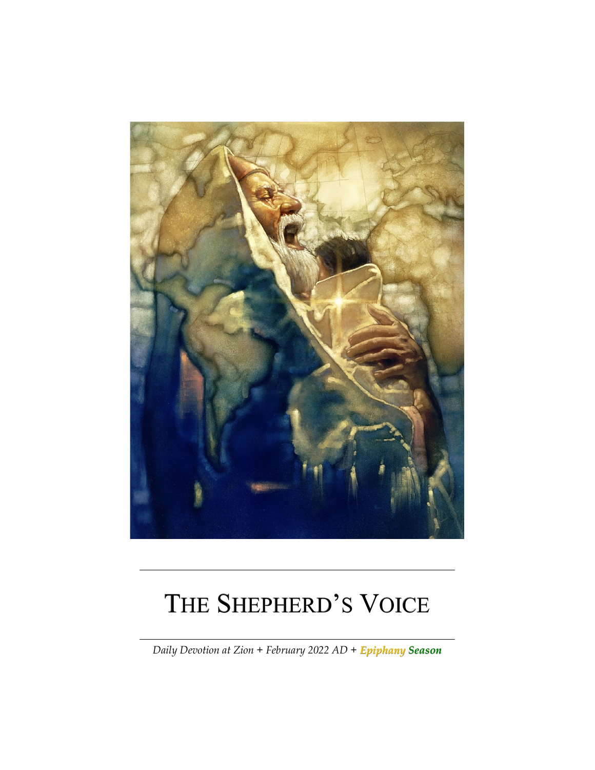# THE SHEPHERD'S VOICE

*Daily Devotion at Zion + February 2022 AD + **Epiphany Season***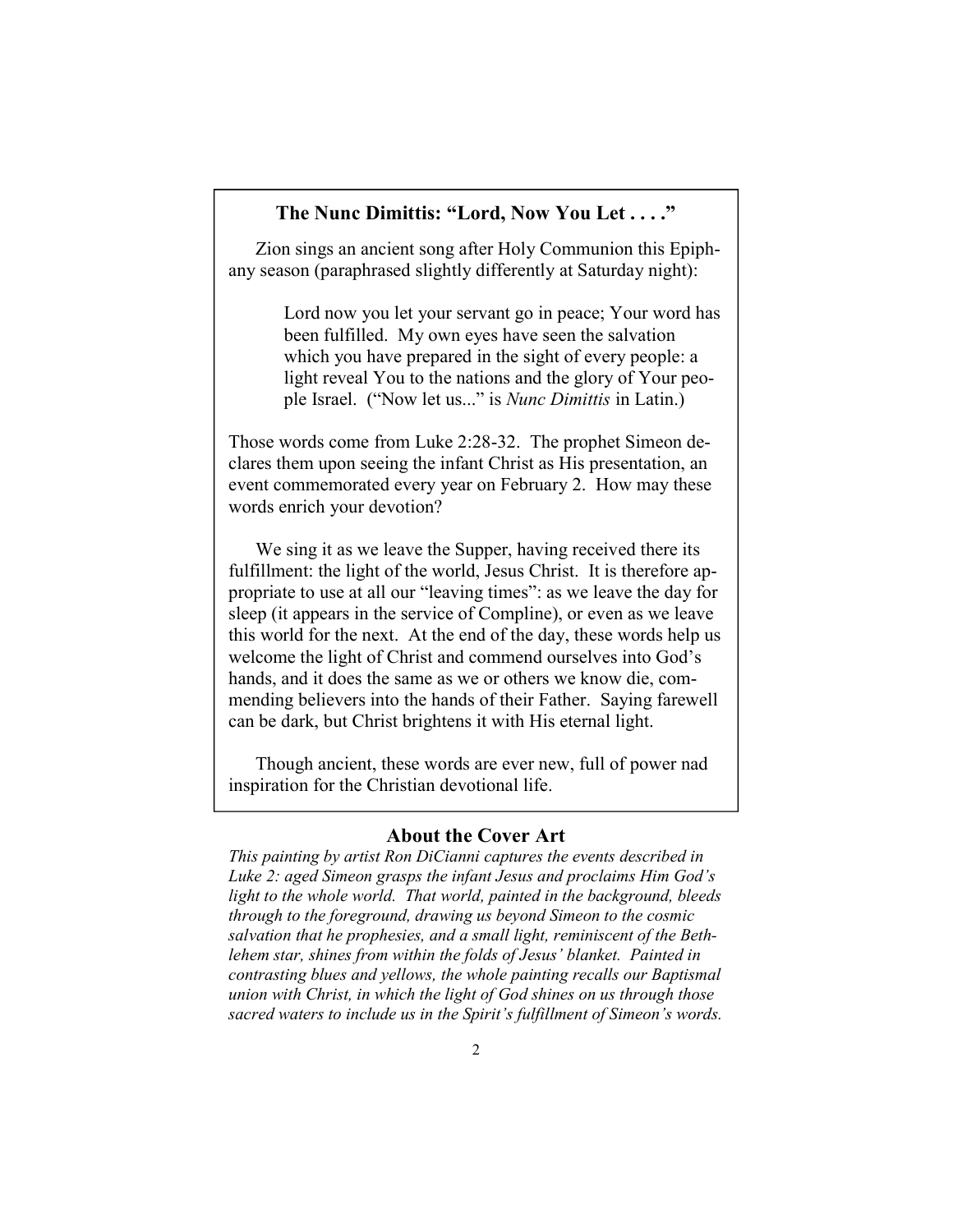## The Nunc Dimittis: "Lord, Now You Let . . . ."

Zion sings an ancient song after Holy Communion this Epiphany season (paraphrased slightly differently at Saturday night):

> Lord now you let your servant go in peace; Your word has been fulfilled. My own eyes have seen the salvation which you have prepared in the sight of every people: a light reveal You to the nations and the glory of Your people Israel. ("Now let us..." is *Nunc Dimittis* in Latin.)

Those words come from Luke 2:28-32. The prophet Simeon declares them upon seeing the infant Christ as His presentation, an event commemorated every year on February 2. How may these words enrich your devotion?

We sing it as we leave the Supper, having received there its fulfillment: the light of the world, Jesus Christ. It is therefore appropriate to use at all our "leaving times": as we leave the day for sleep (it appears in the service of Compline), or even as we leave this world for the next. At the end of the day, these words help us welcome the light of Christ and commend ourselves into God's hands, and it does the same as we or others we know die, commending believers into the hands of their Father. Saying farewell can be dark, but Christ brightens it with His eternal light.

Though ancient, these words are ever new, full of power nad inspiration for the Christian devotional life.

### About the Cover Art

*This painting by artist Ron DiCianni captures the events described in Luke 2: aged Simeon grasps the infant Jesus and proclaims Him God's light to the whole world. That world, painted in the background, bleeds through to the foreground, drawing us beyond Simeon to the cosmic salvation that he prophesies, and a small light, reminiscent of the Bethlehem star, shines from within the folds of Jesus' blanket. Painted in contrasting blues and yellows, the whole painting recalls our Baptismal union with Christ, in which the light of God shines on us through those sacred waters to include us in the Spirit's fulfillment of Simeon's words.*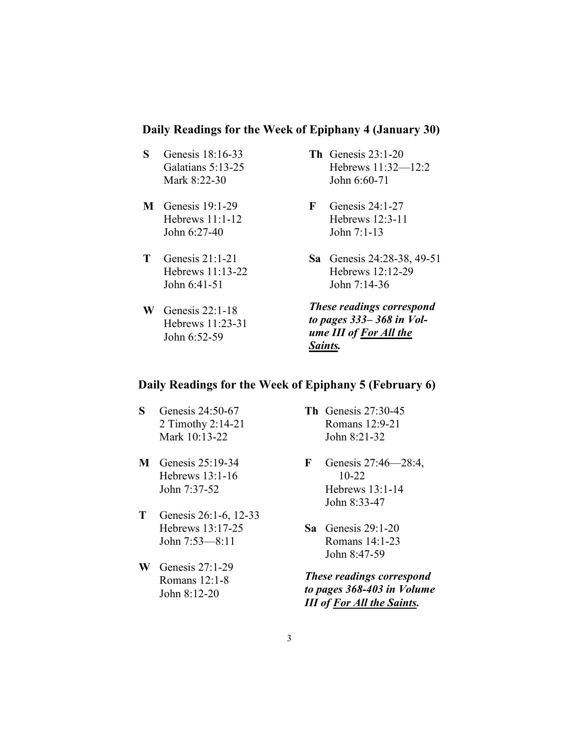## Daily Readings for the Week of Epiphany 4 (January 30)

**S** Genesis 18:16-33
Galatians 5:13-25
Mark 8:22-30

**M** Genesis 19:1-29
Hebrews 11:1-12
John 6:27-40

**T** Genesis 21:1-21
Hebrews 11:13-22
John 6:41-51

**W** Genesis 22:1-18
Hebrews 11:23-31
John 6:52-59

**Th** Genesis 23:1-20
Hebrews 11:32—12:2
John 6:60-71

**F** Genesis 24:1-27
Hebrews 12:3-11
John 7:1-13

**Sa** Genesis 24:28-38, 49-51
Hebrews 12:12-29
John 7:14-36

***These readings correspond to pages 333– 368 in Volume III of For All the Saints.***

## Daily Readings for the Week of Epiphany 5 (February 6)

**S** Genesis 24:50-67
2 Timothy 2:14-21
Mark 10:13-22

**M** Genesis 25:19-34
Hebrews 13:1-16
John 7:37-52

**T** Genesis 26:1-6, 12-33
Hebrews 13:17-25
John 7:53—8:11

**W** Genesis 27:1-29
Romans 12:1-8
John 8:12-20

**Th** Genesis 27:30-45
Romans 12:9-21
John 8:21-32

**F** Genesis 27:46—28:4, 10-22
Hebrews 13:1-14
John 8:33-47

**Sa** Genesis 29:1-20
Romans 14:1-23
John 8:47-59

***These readings correspond to pages 368-403 in Volume III of For All the Saints.***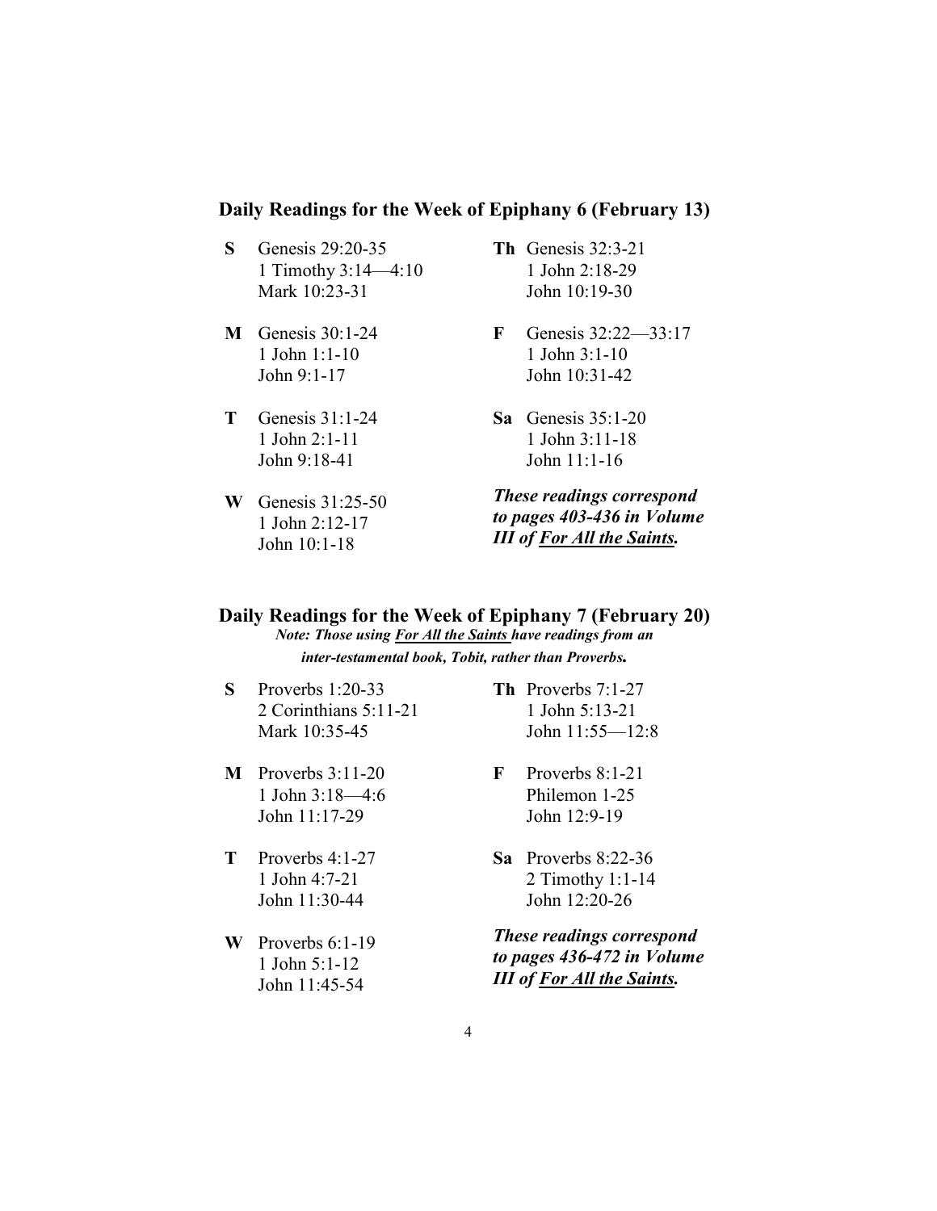## Daily Readings for the Week of Epiphany 6 (February 13)

**S** Genesis 29:20-35
1 Timothy 3:14—4:10
Mark 10:23-31

**M** Genesis 30:1-24
1 John 1:1-10
John 9:1-17

**T** Genesis 31:1-24
1 John 2:1-11
John 9:18-41

**W** Genesis 31:25-50
1 John 2:12-17
John 10:1-18

**Th** Genesis 32:3-21
1 John 2:18-29
John 10:19-30

**F** Genesis 32:22—33:17
1 John 3:1-10
John 10:31-42

**Sa** Genesis 35:1-20
1 John 3:11-18
John 11:1-16

***These readings correspond to pages 403-436 in Volume III of For All the Saints.***

## Daily Readings for the Week of Epiphany 7 (February 20)

***Note: Those using For All the Saints have readings from an inter-testamental book, Tobit, rather than Proverbs.***

**S** Proverbs 1:20-33
2 Corinthians 5:11-21
Mark 10:35-45

**M** Proverbs 3:11-20
1 John 3:18—4:6
John 11:17-29

**T** Proverbs 4:1-27
1 John 4:7-21
John 11:30-44

**W** Proverbs 6:1-19
1 John 5:1-12
John 11:45-54

**Th** Proverbs 7:1-27
1 John 5:13-21
John 11:55—12:8

**F** Proverbs 8:1-21
Philemon 1-25
John 12:9-19

**Sa** Proverbs 8:22-36
2 Timothy 1:1-14
John 12:20-26

***These readings correspond to pages 436-472 in Volume III of For All the Saints.***